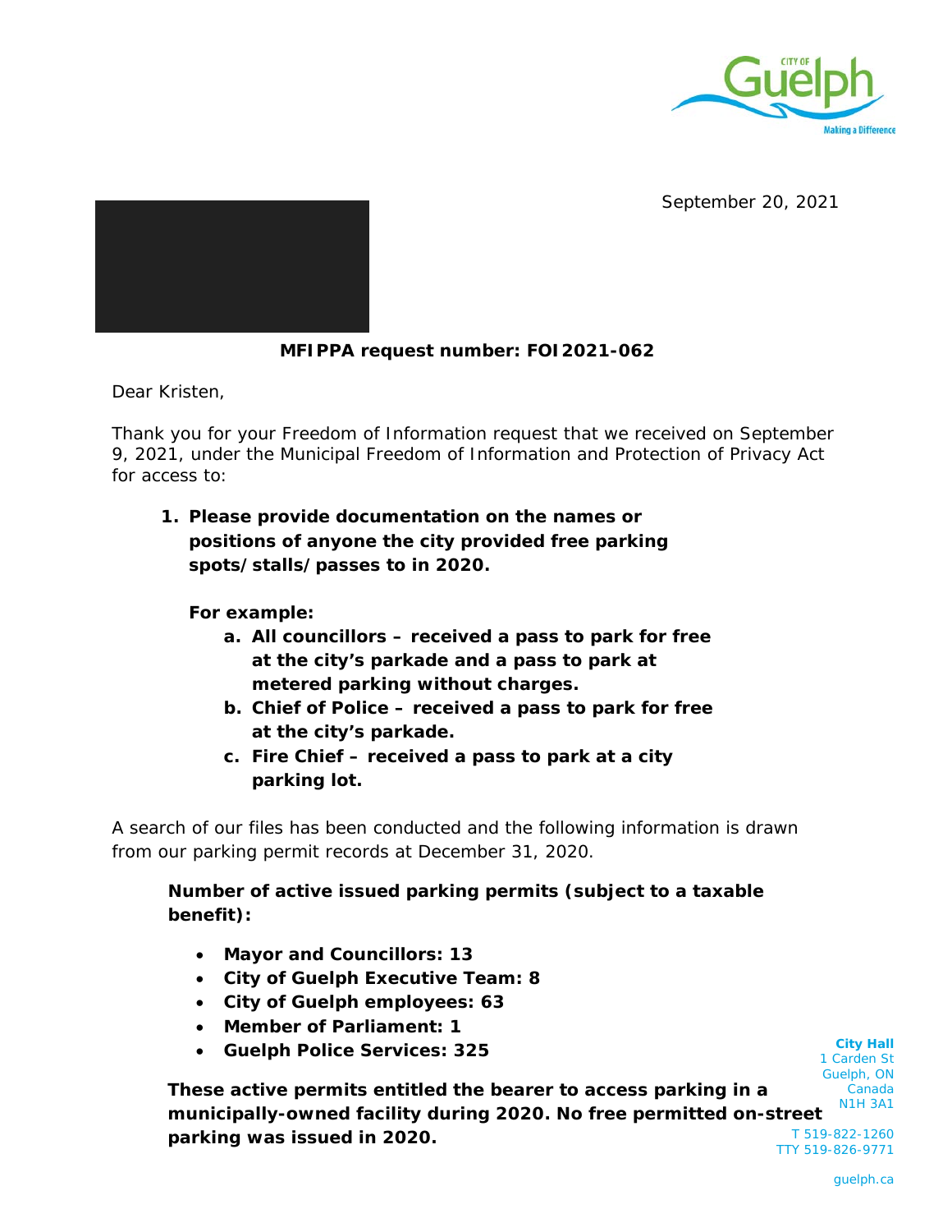September 20, 2021

**MFIPPA request number: FOI2021-062**

Dear Kristen,

Thank you for your Freedom of Information request that we received on September 9, 2021, under the Municipal Freedom of Information and Protection of Privacy Act for access to:

1. **Please provide documentation on the names or positions of anyone the city provided free parking spots/stalls/passes to in 2020.**

   **For example:**

   a. **All councillors – received a pass to park for free at the city's parkade and a pass to park at metered parking without charges.**
   b. **Chief of Police – received a pass to park for free at the city's parkade.**
   c. **Fire Chief – received a pass to park at a city parking lot.**

A search of our files has been conducted and the following information is drawn from our parking permit records at December 31, 2020.

**Number of active issued parking permits (subject to a taxable benefit):**

- **Mayor and Councillors: 13**
- **City of Guelph Executive Team: 8**
- **City of Guelph employees: 63**
- **Member of Parliament: 1**
- **Guelph Police Services: 325**

**These active permits entitled the bearer to access parking in a municipally-owned facility during 2020. No free permitted on-street parking was issued in 2020.**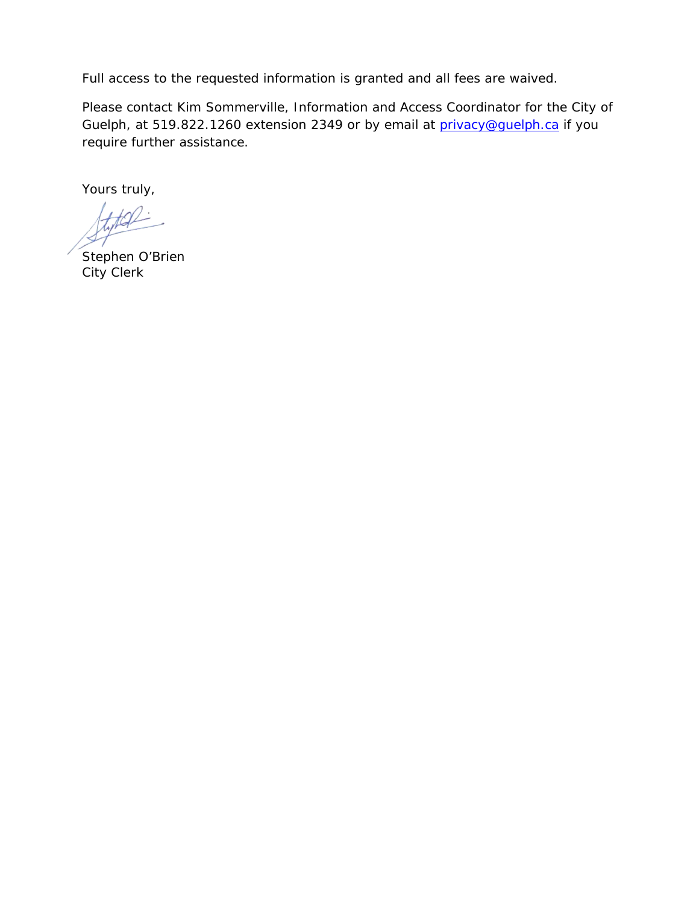Full access to the requested information is granted and all fees are waived.

Please contact Kim Sommerville, Information and Access Coordinator for the City of Guelph, at 519.822.1260 extension 2349 or by email at privacy@guelph.ca if you require further assistance.

Yours truly,

Stephen O'Brien
City Clerk